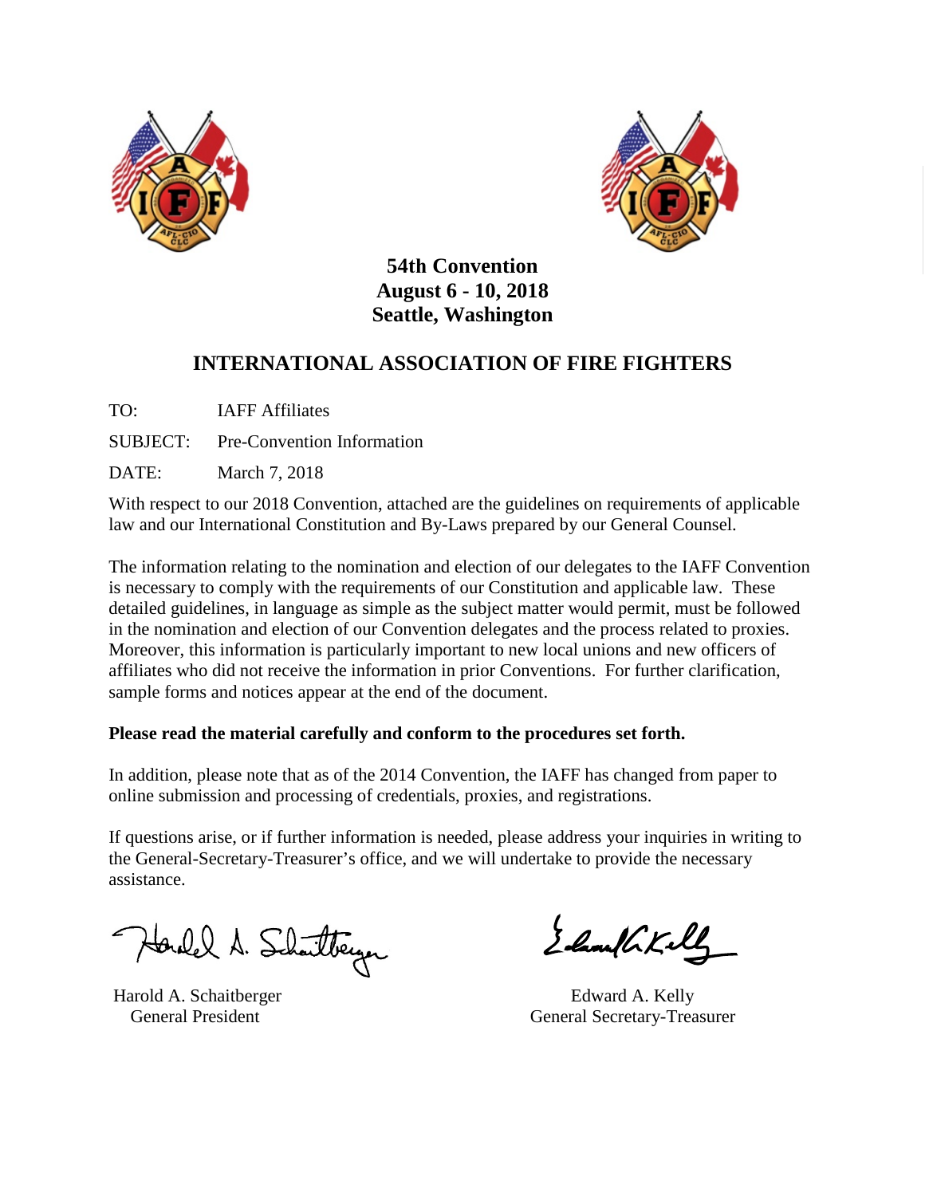**54th Convention**
**August 6 - 10, 2018**
**Seattle, Washington**

# INTERNATIONAL ASSOCIATION OF FIRE FIGHTERS

TO: IAFF Affiliates

SUBJECT: Pre-Convention Information

DATE: March 7, 2018

With respect to our 2018 Convention, attached are the guidelines on requirements of applicable law and our International Constitution and By-Laws prepared by our General Counsel.

The information relating to the nomination and election of our delegates to the IAFF Convention is necessary to comply with the requirements of our Constitution and applicable law. These detailed guidelines, in language as simple as the subject matter would permit, must be followed in the nomination and election of our Convention delegates and the process related to proxies. Moreover, this information is particularly important to new local unions and new officers of affiliates who did not receive the information in prior Conventions. For further clarification, sample forms and notices appear at the end of the document.

**Please read the material carefully and conform to the procedures set forth.**

In addition, please note that as of the 2014 Convention, the IAFF has changed from paper to online submission and processing of credentials, proxies, and registrations.

If questions arise, or if further information is needed, please address your inquiries in writing to the General-Secretary-Treasurer's office, and we will undertake to provide the necessary assistance.

Harold A. Schaitberger
General President

Edward A. Kelly
General Secretary-Treasurer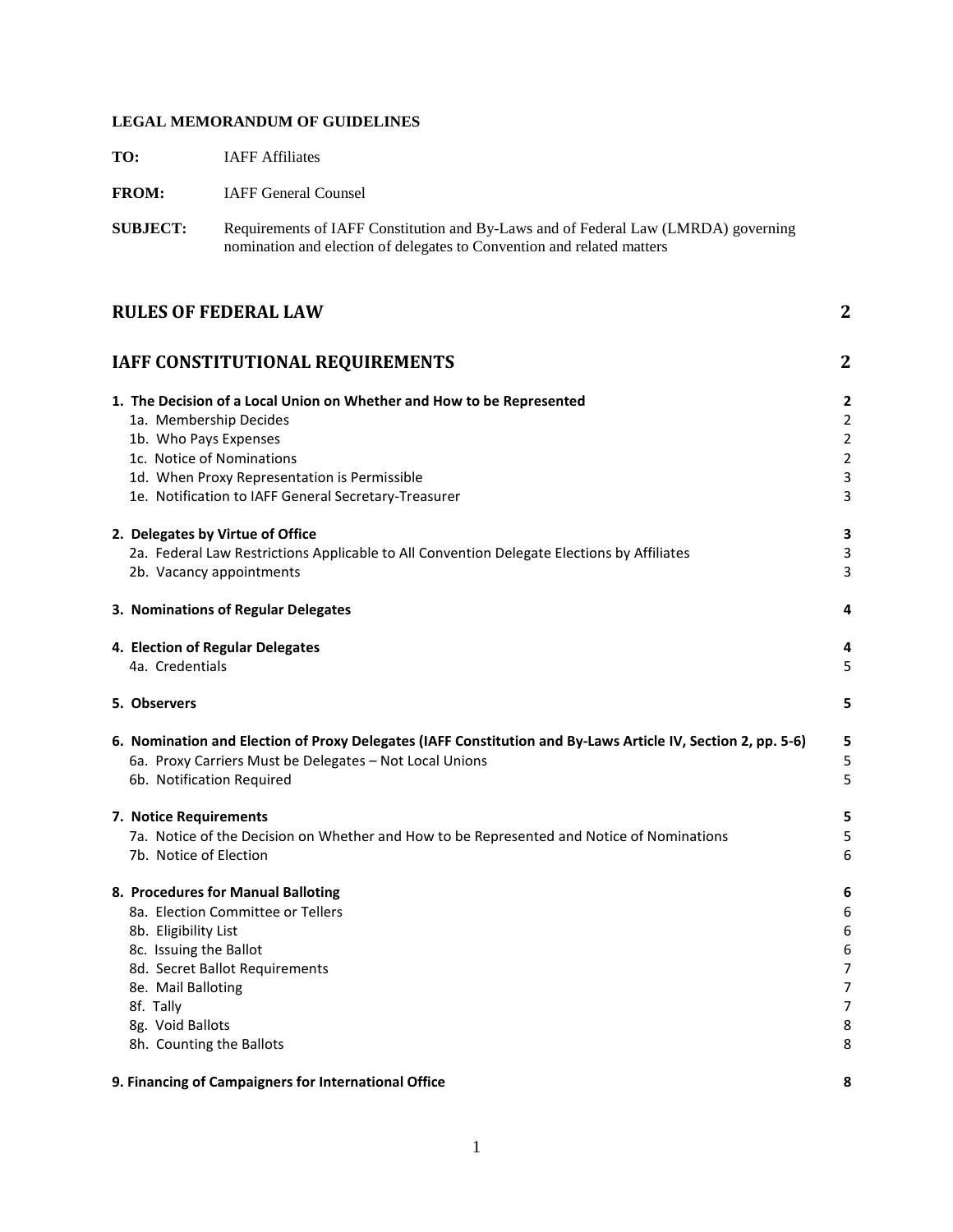**LEGAL MEMORANDUM OF GUIDELINES**

**TO:** IAFF Affiliates

**FROM:** IAFF General Counsel

**SUBJECT:** Requirements of IAFF Constitution and By-Laws and of Federal Law (LMRDA) governing nomination and election of delegates to Convention and related matters

| | |
|---|---|
| **RULES OF FEDERAL LAW** | **2** |
| **IAFF CONSTITUTIONAL REQUIREMENTS** | **2** |
| **1. The Decision of a Local Union on Whether and How to be Represented** | **2** |
| 1a. Membership Decides | 2 |
| 1b. Who Pays Expenses | 2 |
| 1c. Notice of Nominations | 2 |
| 1d. When Proxy Representation is Permissible | 3 |
| 1e. Notification to IAFF General Secretary-Treasurer | 3 |
| **2. Delegates by Virtue of Office** | **3** |
| 2a. Federal Law Restrictions Applicable to All Convention Delegate Elections by Affiliates | 3 |
| 2b. Vacancy appointments | 3 |
| **3. Nominations of Regular Delegates** | **4** |
| **4. Election of Regular Delegates** | **4** |
| 4a. Credentials | 5 |
| **5. Observers** | **5** |
| **6. Nomination and Election of Proxy Delegates (IAFF Constitution and By-Laws Article IV, Section 2, pp. 5-6)** | **5** |
| 6a. Proxy Carriers Must be Delegates – Not Local Unions | 5 |
| 6b. Notification Required | 5 |
| **7. Notice Requirements** | **5** |
| 7a. Notice of the Decision on Whether and How to be Represented and Notice of Nominations | 5 |
| 7b. Notice of Election | 6 |
| **8. Procedures for Manual Balloting** | **6** |
| 8a. Election Committee or Tellers | 6 |
| 8b. Eligibility List | 6 |
| 8c. Issuing the Ballot | 6 |
| 8d. Secret Ballot Requirements | 7 |
| 8e. Mail Balloting | 7 |
| 8f. Tally | 7 |
| 8g. Void Ballots | 8 |
| 8h. Counting the Ballots | 8 |
| **9. Financing of Campaigners for International Office** | **8** |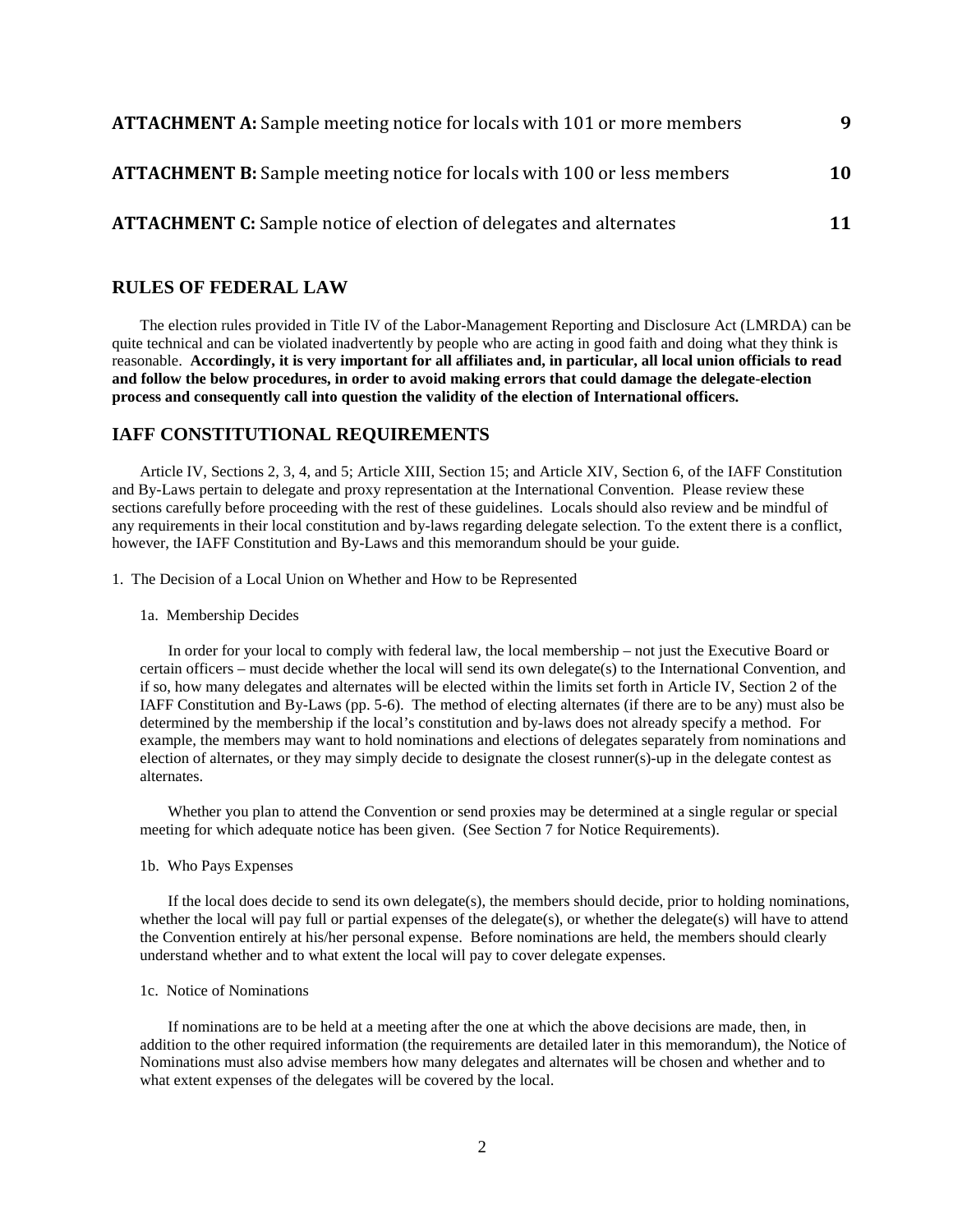| | |
|---|---|
| **ATTACHMENT A:** Sample meeting notice for locals with 101 or more members | **9** |
| **ATTACHMENT B:** Sample meeting notice for locals with 100 or less members | **10** |
| **ATTACHMENT C:** Sample notice of election of delegates and alternates | **11** |

## RULES OF FEDERAL LAW

The election rules provided in Title IV of the Labor-Management Reporting and Disclosure Act (LMRDA) can be quite technical and can be violated inadvertently by people who are acting in good faith and doing what they think is reasonable. **Accordingly, it is very important for all affiliates and, in particular, all local union officials to read and follow the below procedures, in order to avoid making errors that could damage the delegate-election process and consequently call into question the validity of the election of International officers.**

## IAFF CONSTITUTIONAL REQUIREMENTS

Article IV, Sections 2, 3, 4, and 5; Article XIII, Section 15; and Article XIV, Section 6, of the IAFF Constitution and By-Laws pertain to delegate and proxy representation at the International Convention. Please review these sections carefully before proceeding with the rest of these guidelines. Locals should also review and be mindful of any requirements in their local constitution and by-laws regarding delegate selection. To the extent there is a conflict, however, the IAFF Constitution and By-Laws and this memorandum should be your guide.

1. The Decision of a Local Union on Whether and How to be Represented

1a. Membership Decides

In order for your local to comply with federal law, the local membership – not just the Executive Board or certain officers – must decide whether the local will send its own delegate(s) to the International Convention, and if so, how many delegates and alternates will be elected within the limits set forth in Article IV, Section 2 of the IAFF Constitution and By-Laws (pp. 5-6). The method of electing alternates (if there are to be any) must also be determined by the membership if the local's constitution and by-laws does not already specify a method. For example, the members may want to hold nominations and elections of delegates separately from nominations and election of alternates, or they may simply decide to designate the closest runner(s)-up in the delegate contest as alternates.

Whether you plan to attend the Convention or send proxies may be determined at a single regular or special meeting for which adequate notice has been given. (See Section 7 for Notice Requirements).

1b. Who Pays Expenses

If the local does decide to send its own delegate(s), the members should decide, prior to holding nominations, whether the local will pay full or partial expenses of the delegate(s), or whether the delegate(s) will have to attend the Convention entirely at his/her personal expense. Before nominations are held, the members should clearly understand whether and to what extent the local will pay to cover delegate expenses.

1c. Notice of Nominations

If nominations are to be held at a meeting after the one at which the above decisions are made, then, in addition to the other required information (the requirements are detailed later in this memorandum), the Notice of Nominations must also advise members how many delegates and alternates will be chosen and whether and to what extent expenses of the delegates will be covered by the local.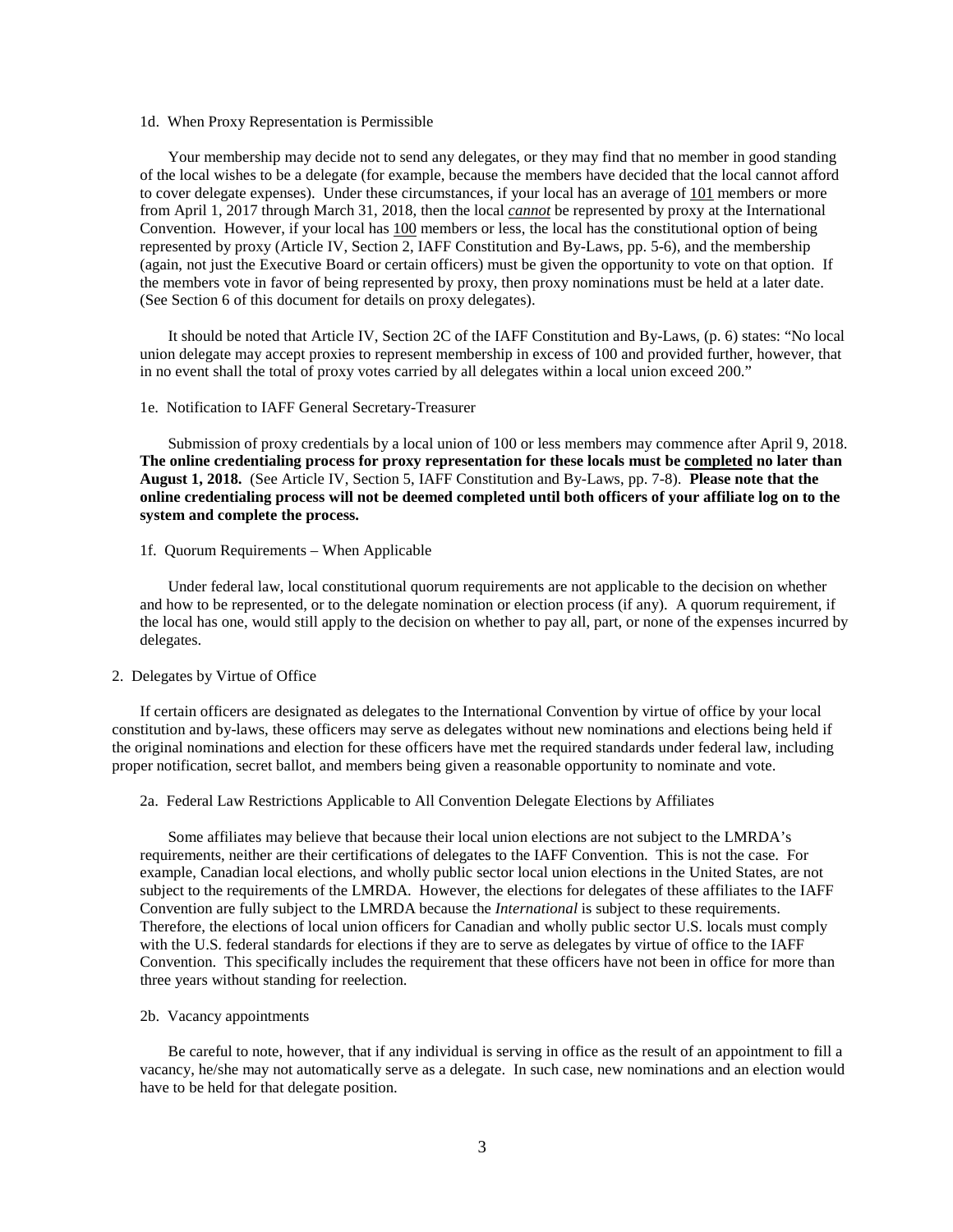### 1d. When Proxy Representation is Permissible

Your membership may decide not to send any delegates, or they may find that no member in good standing of the local wishes to be a delegate (for example, because the members have decided that the local cannot afford to cover delegate expenses). Under these circumstances, if your local has an average of <u>101</u> members or more from April 1, 2017 through March 31, 2018, then the local ***cannot*** be represented by proxy at the International Convention. However, if your local has <u>100</u> members or less, the local has the constitutional option of being represented by proxy (Article IV, Section 2, IAFF Constitution and By-Laws, pp. 5-6), and the membership (again, not just the Executive Board or certain officers) must be given the opportunity to vote on that option. If the members vote in favor of being represented by proxy, then proxy nominations must be held at a later date. (See Section 6 of this document for details on proxy delegates).

It should be noted that Article IV, Section 2C of the IAFF Constitution and By-Laws, (p. 6) states: "No local union delegate may accept proxies to represent membership in excess of 100 and provided further, however, that in no event shall the total of proxy votes carried by all delegates within a local union exceed 200."

### 1e. Notification to IAFF General Secretary-Treasurer

Submission of proxy credentials by a local union of 100 or less members may commence after April 9, 2018. **The online credentialing process for proxy representation for these locals must be <u>completed</u> no later than August 1, 2018.** (See Article IV, Section 5, IAFF Constitution and By-Laws, pp. 7-8). **Please note that the online credentialing process will not be deemed completed until both officers of your affiliate log on to the system and complete the process.**

### 1f. Quorum Requirements – When Applicable

Under federal law, local constitutional quorum requirements are not applicable to the decision on whether and how to be represented, or to the delegate nomination or election process (if any). A quorum requirement, if the local has one, would still apply to the decision on whether to pay all, part, or none of the expenses incurred by delegates.

## 2. Delegates by Virtue of Office

If certain officers are designated as delegates to the International Convention by virtue of office by your local constitution and by-laws, these officers may serve as delegates without new nominations and elections being held if the original nominations and election for these officers have met the required standards under federal law, including proper notification, secret ballot, and members being given a reasonable opportunity to nominate and vote.

### 2a. Federal Law Restrictions Applicable to All Convention Delegate Elections by Affiliates

Some affiliates may believe that because their local union elections are not subject to the LMRDA's requirements, neither are their certifications of delegates to the IAFF Convention. This is not the case. For example, Canadian local elections, and wholly public sector local union elections in the United States, are not subject to the requirements of the LMRDA. However, the elections for delegates of these affiliates to the IAFF Convention are fully subject to the LMRDA because the *International* is subject to these requirements. Therefore, the elections of local union officers for Canadian and wholly public sector U.S. locals must comply with the U.S. federal standards for elections if they are to serve as delegates by virtue of office to the IAFF Convention. This specifically includes the requirement that these officers have not been in office for more than three years without standing for reelection.

### 2b. Vacancy appointments

Be careful to note, however, that if any individual is serving in office as the result of an appointment to fill a vacancy, he/she may not automatically serve as a delegate. In such case, new nominations and an election would have to be held for that delegate position.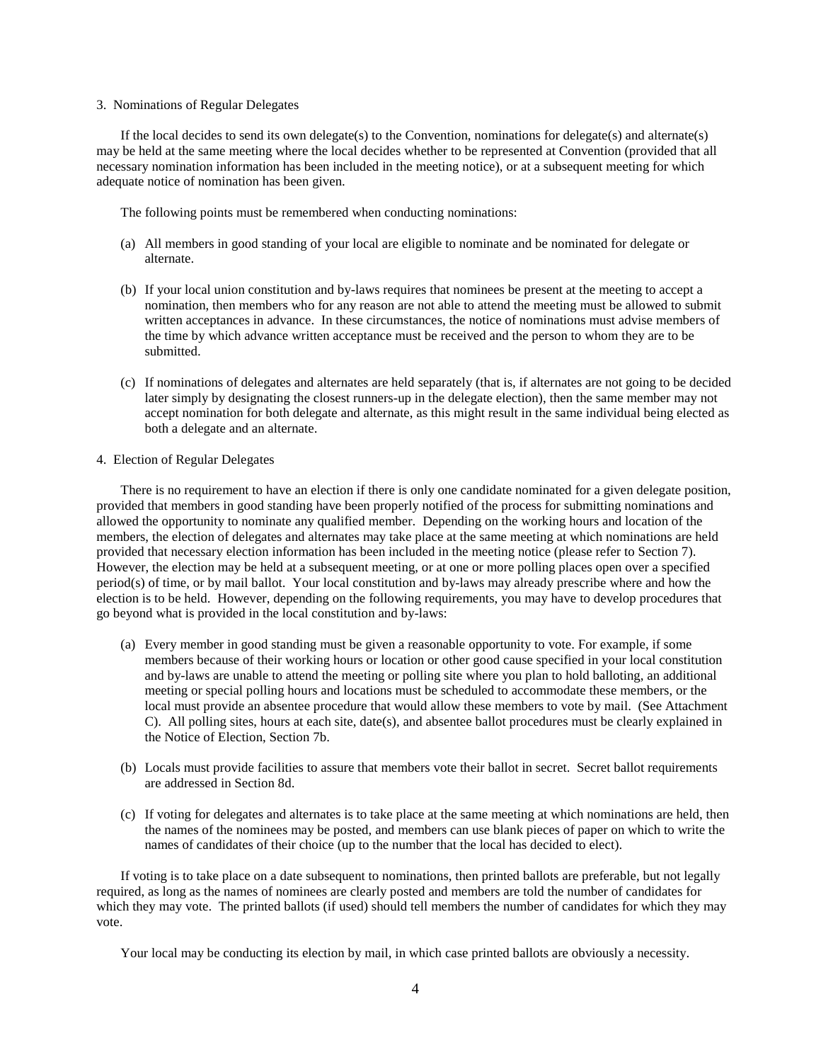3. Nominations of Regular Delegates

If the local decides to send its own delegate(s) to the Convention, nominations for delegate(s) and alternate(s) may be held at the same meeting where the local decides whether to be represented at Convention (provided that all necessary nomination information has been included in the meeting notice), or at a subsequent meeting for which adequate notice of nomination has been given.

The following points must be remembered when conducting nominations:

(a) All members in good standing of your local are eligible to nominate and be nominated for delegate or alternate.

(b) If your local union constitution and by-laws requires that nominees be present at the meeting to accept a nomination, then members who for any reason are not able to attend the meeting must be allowed to submit written acceptances in advance. In these circumstances, the notice of nominations must advise members of the time by which advance written acceptance must be received and the person to whom they are to be submitted.

(c) If nominations of delegates and alternates are held separately (that is, if alternates are not going to be decided later simply by designating the closest runners-up in the delegate election), then the same member may not accept nomination for both delegate and alternate, as this might result in the same individual being elected as both a delegate and an alternate.

4. Election of Regular Delegates

There is no requirement to have an election if there is only one candidate nominated for a given delegate position, provided that members in good standing have been properly notified of the process for submitting nominations and allowed the opportunity to nominate any qualified member. Depending on the working hours and location of the members, the election of delegates and alternates may take place at the same meeting at which nominations are held provided that necessary election information has been included in the meeting notice (please refer to Section 7). However, the election may be held at a subsequent meeting, or at one or more polling places open over a specified period(s) of time, or by mail ballot. Your local constitution and by-laws may already prescribe where and how the election is to be held. However, depending on the following requirements, you may have to develop procedures that go beyond what is provided in the local constitution and by-laws:

(a) Every member in good standing must be given a reasonable opportunity to vote. For example, if some members because of their working hours or location or other good cause specified in your local constitution and by-laws are unable to attend the meeting or polling site where you plan to hold balloting, an additional meeting or special polling hours and locations must be scheduled to accommodate these members, or the local must provide an absentee procedure that would allow these members to vote by mail. (See Attachment C). All polling sites, hours at each site, date(s), and absentee ballot procedures must be clearly explained in the Notice of Election, Section 7b.

(b) Locals must provide facilities to assure that members vote their ballot in secret. Secret ballot requirements are addressed in Section 8d.

(c) If voting for delegates and alternates is to take place at the same meeting at which nominations are held, then the names of the nominees may be posted, and members can use blank pieces of paper on which to write the names of candidates of their choice (up to the number that the local has decided to elect).

If voting is to take place on a date subsequent to nominations, then printed ballots are preferable, but not legally required, as long as the names of nominees are clearly posted and members are told the number of candidates for which they may vote. The printed ballots (if used) should tell members the number of candidates for which they may vote.

Your local may be conducting its election by mail, in which case printed ballots are obviously a necessity.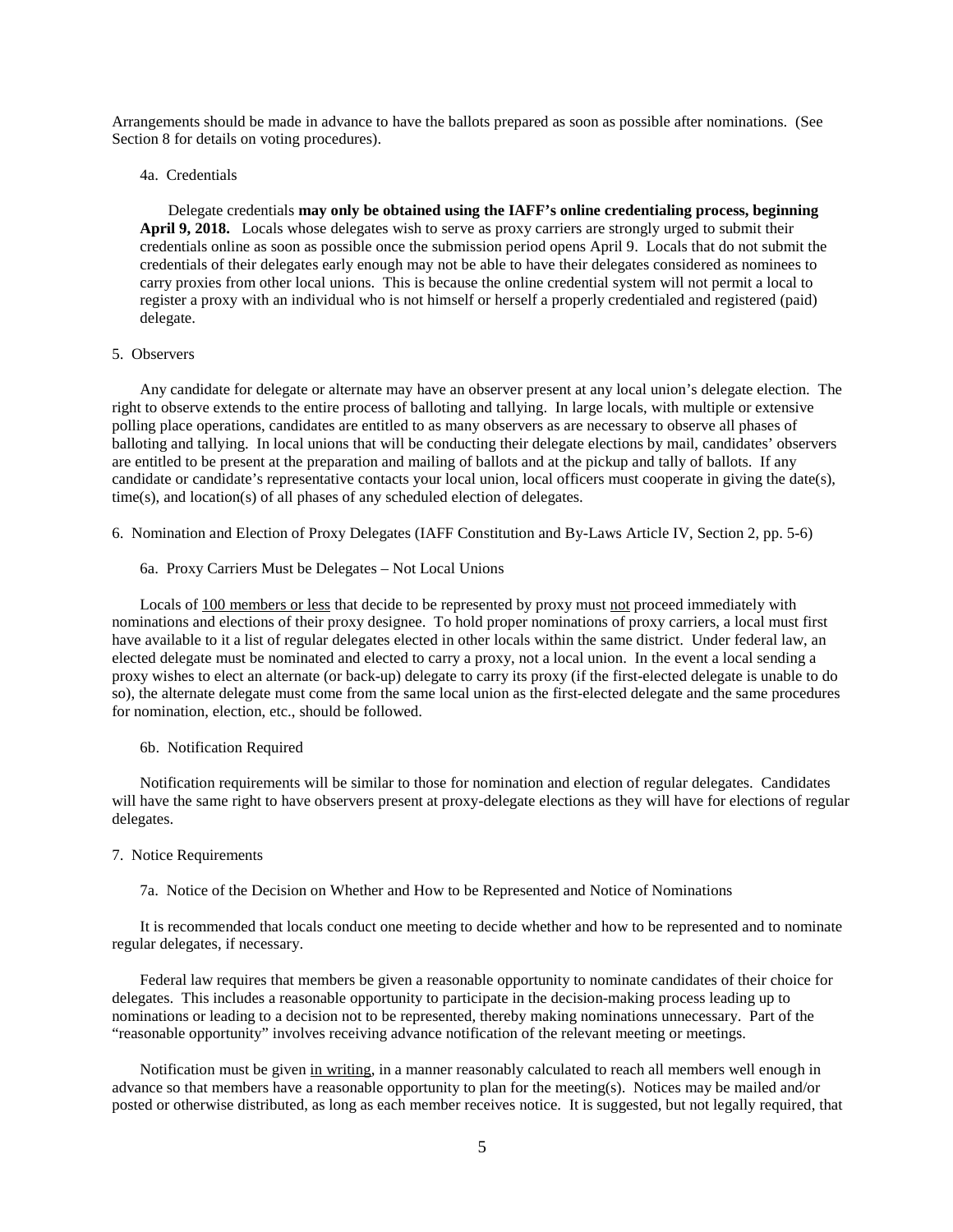Arrangements should be made in advance to have the ballots prepared as soon as possible after nominations. (See Section 8 for details on voting procedures).

#### 4a. Credentials

Delegate credentials **may only be obtained using the IAFF's online credentialing process, beginning April 9, 2018.** Locals whose delegates wish to serve as proxy carriers are strongly urged to submit their credentials online as soon as possible once the submission period opens April 9. Locals that do not submit the credentials of their delegates early enough may not be able to have their delegates considered as nominees to carry proxies from other local unions. This is because the online credential system will not permit a local to register a proxy with an individual who is not himself or herself a properly credentialed and registered (paid) delegate.

### 5. Observers

Any candidate for delegate or alternate may have an observer present at any local union's delegate election. The right to observe extends to the entire process of balloting and tallying. In large locals, with multiple or extensive polling place operations, candidates are entitled to as many observers as are necessary to observe all phases of balloting and tallying. In local unions that will be conducting their delegate elections by mail, candidates' observers are entitled to be present at the preparation and mailing of ballots and at the pickup and tally of ballots. If any candidate or candidate's representative contacts your local union, local officers must cooperate in giving the date(s), time(s), and location(s) of all phases of any scheduled election of delegates.

### 6. Nomination and Election of Proxy Delegates (IAFF Constitution and By-Laws Article IV, Section 2, pp. 5-6)

#### 6a. Proxy Carriers Must be Delegates – Not Local Unions

Locals of <u>100 members or less</u> that decide to be represented by proxy must <u>not</u> proceed immediately with nominations and elections of their proxy designee. To hold proper nominations of proxy carriers, a local must first have available to it a list of regular delegates elected in other locals within the same district. Under federal law, an elected delegate must be nominated and elected to carry a proxy, not a local union. In the event a local sending a proxy wishes to elect an alternate (or back-up) delegate to carry its proxy (if the first-elected delegate is unable to do so), the alternate delegate must come from the same local union as the first-elected delegate and the same procedures for nomination, election, etc., should be followed.

#### 6b. Notification Required

Notification requirements will be similar to those for nomination and election of regular delegates. Candidates will have the same right to have observers present at proxy-delegate elections as they will have for elections of regular delegates.

### 7. Notice Requirements

#### 7a. Notice of the Decision on Whether and How to be Represented and Notice of Nominations

It is recommended that locals conduct one meeting to decide whether and how to be represented and to nominate regular delegates, if necessary.

Federal law requires that members be given a reasonable opportunity to nominate candidates of their choice for delegates. This includes a reasonable opportunity to participate in the decision-making process leading up to nominations or leading to a decision not to be represented, thereby making nominations unnecessary. Part of the "reasonable opportunity" involves receiving advance notification of the relevant meeting or meetings.

Notification must be given <u>in writing</u>, in a manner reasonably calculated to reach all members well enough in advance so that members have a reasonable opportunity to plan for the meeting(s). Notices may be mailed and/or posted or otherwise distributed, as long as each member receives notice. It is suggested, but not legally required, that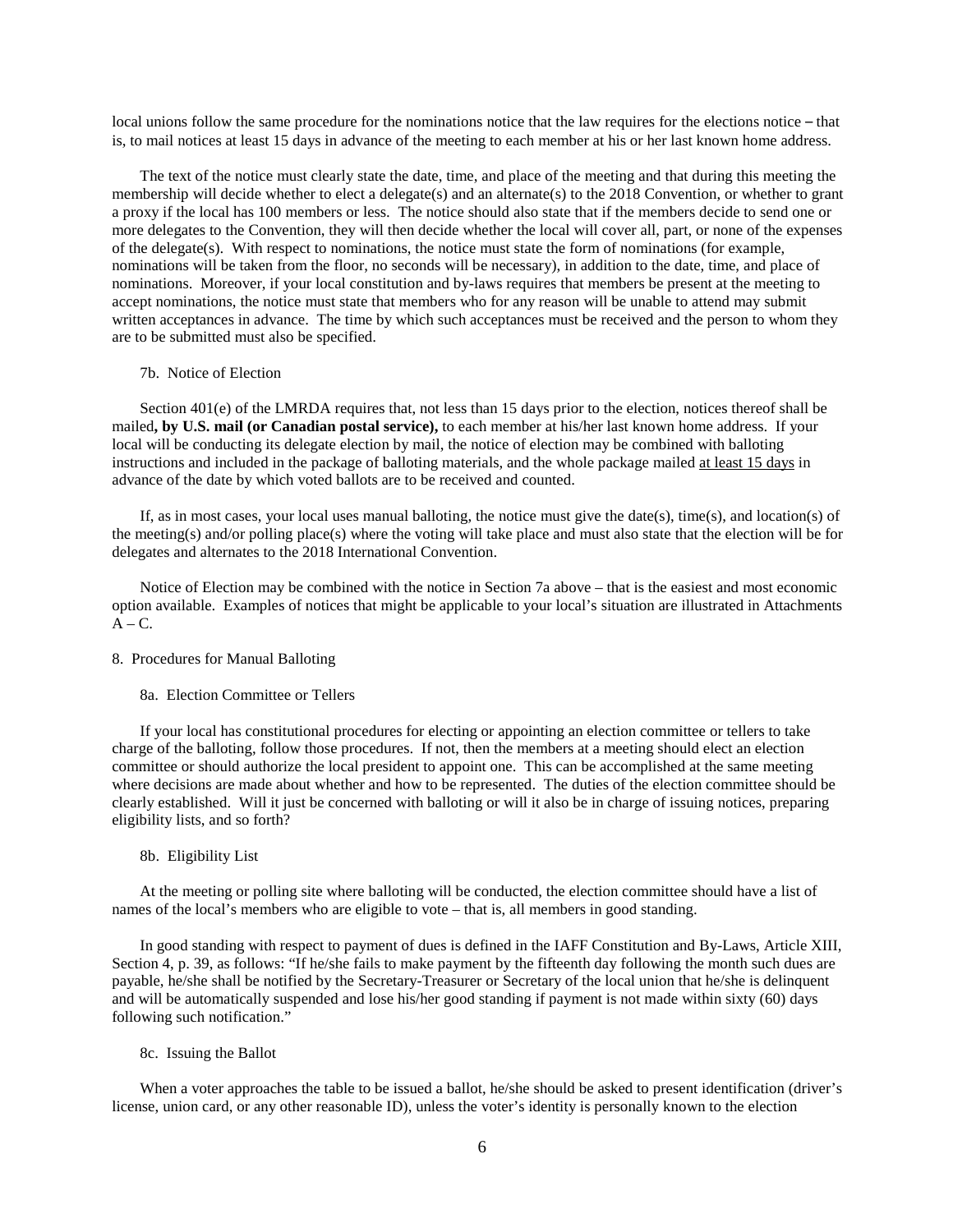local unions follow the same procedure for the nominations notice that the law requires for the elections notice – that is, to mail notices at least 15 days in advance of the meeting to each member at his or her last known home address.

The text of the notice must clearly state the date, time, and place of the meeting and that during this meeting the membership will decide whether to elect a delegate(s) and an alternate(s) to the 2018 Convention, or whether to grant a proxy if the local has 100 members or less. The notice should also state that if the members decide to send one or more delegates to the Convention, they will then decide whether the local will cover all, part, or none of the expenses of the delegate(s). With respect to nominations, the notice must state the form of nominations (for example, nominations will be taken from the floor, no seconds will be necessary), in addition to the date, time, and place of nominations. Moreover, if your local constitution and by-laws requires that members be present at the meeting to accept nominations, the notice must state that members who for any reason will be unable to attend may submit written acceptances in advance. The time by which such acceptances must be received and the person to whom they are to be submitted must also be specified.

### 7b. Notice of Election

Section 401(e) of the LMRDA requires that, not less than 15 days prior to the election, notices thereof shall be mailed**, by U.S. mail (or Canadian postal service),** to each member at his/her last known home address. If your local will be conducting its delegate election by mail, the notice of election may be combined with balloting instructions and included in the package of balloting materials, and the whole package mailed <u>at least 15 days</u> in advance of the date by which voted ballots are to be received and counted.

If, as in most cases, your local uses manual balloting, the notice must give the date(s), time(s), and location(s) of the meeting(s) and/or polling place(s) where the voting will take place and must also state that the election will be for delegates and alternates to the 2018 International Convention.

Notice of Election may be combined with the notice in Section 7a above – that is the easiest and most economic option available. Examples of notices that might be applicable to your local's situation are illustrated in Attachments A – C.

## 8. Procedures for Manual Balloting

### 8a. Election Committee or Tellers

If your local has constitutional procedures for electing or appointing an election committee or tellers to take charge of the balloting, follow those procedures. If not, then the members at a meeting should elect an election committee or should authorize the local president to appoint one. This can be accomplished at the same meeting where decisions are made about whether and how to be represented. The duties of the election committee should be clearly established. Will it just be concerned with balloting or will it also be in charge of issuing notices, preparing eligibility lists, and so forth?

### 8b. Eligibility List

At the meeting or polling site where balloting will be conducted, the election committee should have a list of names of the local's members who are eligible to vote – that is, all members in good standing.

In good standing with respect to payment of dues is defined in the IAFF Constitution and By-Laws, Article XIII, Section 4, p. 39, as follows: "If he/she fails to make payment by the fifteenth day following the month such dues are payable, he/she shall be notified by the Secretary-Treasurer or Secretary of the local union that he/she is delinquent and will be automatically suspended and lose his/her good standing if payment is not made within sixty (60) days following such notification."

### 8c. Issuing the Ballot

When a voter approaches the table to be issued a ballot, he/she should be asked to present identification (driver's license, union card, or any other reasonable ID), unless the voter's identity is personally known to the election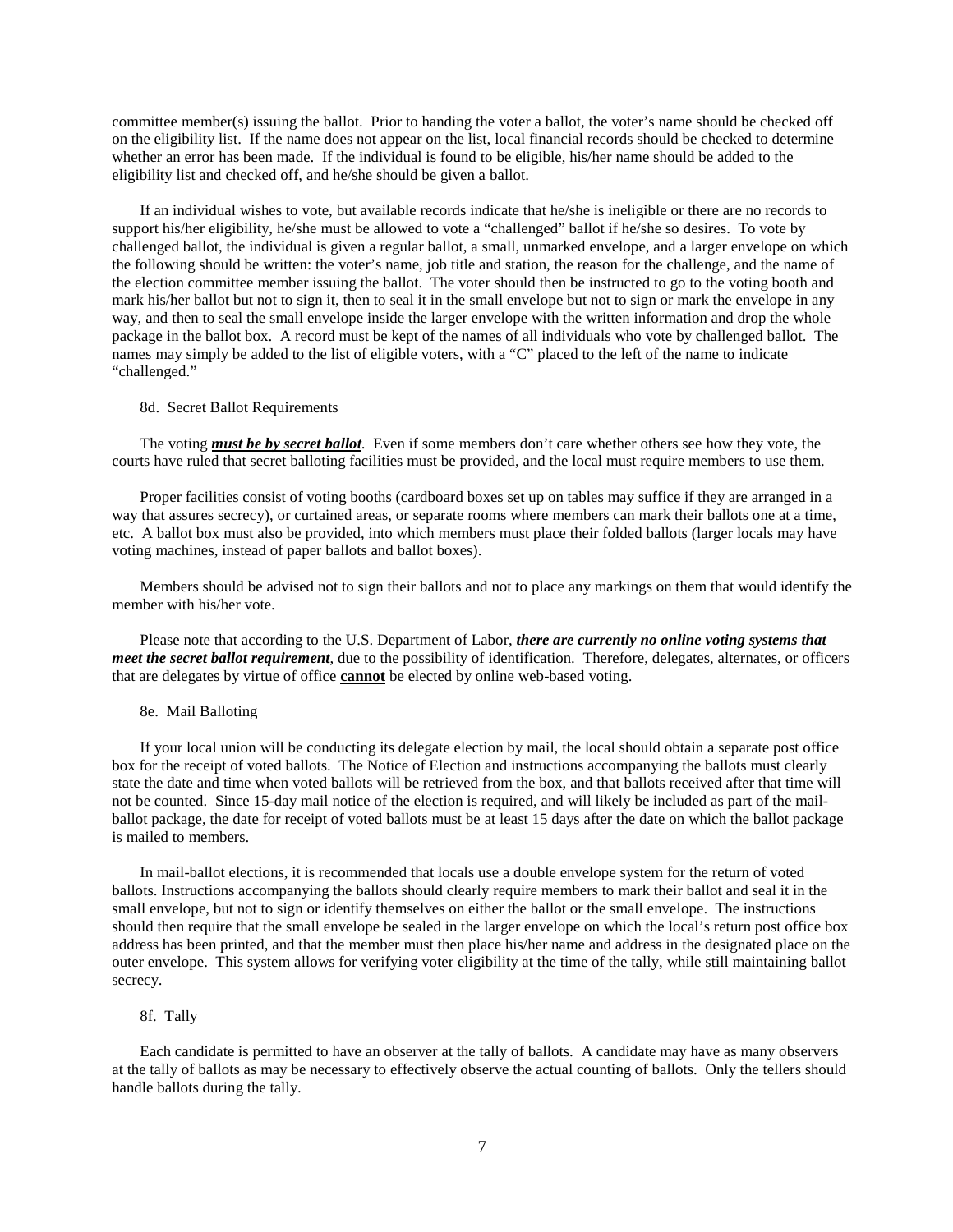committee member(s) issuing the ballot. Prior to handing the voter a ballot, the voter's name should be checked off on the eligibility list. If the name does not appear on the list, local financial records should be checked to determine whether an error has been made. If the individual is found to be eligible, his/her name should be added to the eligibility list and checked off, and he/she should be given a ballot.

If an individual wishes to vote, but available records indicate that he/she is ineligible or there are no records to support his/her eligibility, he/she must be allowed to vote a "challenged" ballot if he/she so desires. To vote by challenged ballot, the individual is given a regular ballot, a small, unmarked envelope, and a larger envelope on which the following should be written: the voter's name, job title and station, the reason for the challenge, and the name of the election committee member issuing the ballot. The voter should then be instructed to go to the voting booth and mark his/her ballot but not to sign it, then to seal it in the small envelope but not to sign or mark the envelope in any way, and then to seal the small envelope inside the larger envelope with the written information and drop the whole package in the ballot box. A record must be kept of the names of all individuals who vote by challenged ballot. The names may simply be added to the list of eligible voters, with a "C" placed to the left of the name to indicate "challenged."

### 8d. Secret Ballot Requirements

The voting ***must be by secret ballot***. Even if some members don't care whether others see how they vote, the courts have ruled that secret balloting facilities must be provided, and the local must require members to use them.

Proper facilities consist of voting booths (cardboard boxes set up on tables may suffice if they are arranged in a way that assures secrecy), or curtained areas, or separate rooms where members can mark their ballots one at a time, etc. A ballot box must also be provided, into which members must place their folded ballots (larger locals may have voting machines, instead of paper ballots and ballot boxes).

Members should be advised not to sign their ballots and not to place any markings on them that would identify the member with his/her vote.

Please note that according to the U.S. Department of Labor, ***there are currently no online voting systems that meet the secret ballot requirement***, due to the possibility of identification. Therefore, delegates, alternates, or officers that are delegates by virtue of office **cannot** be elected by online web-based voting.

### 8e. Mail Balloting

If your local union will be conducting its delegate election by mail, the local should obtain a separate post office box for the receipt of voted ballots. The Notice of Election and instructions accompanying the ballots must clearly state the date and time when voted ballots will be retrieved from the box, and that ballots received after that time will not be counted. Since 15-day mail notice of the election is required, and will likely be included as part of the mail-ballot package, the date for receipt of voted ballots must be at least 15 days after the date on which the ballot package is mailed to members.

In mail-ballot elections, it is recommended that locals use a double envelope system for the return of voted ballots. Instructions accompanying the ballots should clearly require members to mark their ballot and seal it in the small envelope, but not to sign or identify themselves on either the ballot or the small envelope. The instructions should then require that the small envelope be sealed in the larger envelope on which the local's return post office box address has been printed, and that the member must then place his/her name and address in the designated place on the outer envelope. This system allows for verifying voter eligibility at the time of the tally, while still maintaining ballot secrecy.

### 8f. Tally

Each candidate is permitted to have an observer at the tally of ballots. A candidate may have as many observers at the tally of ballots as may be necessary to effectively observe the actual counting of ballots. Only the tellers should handle ballots during the tally.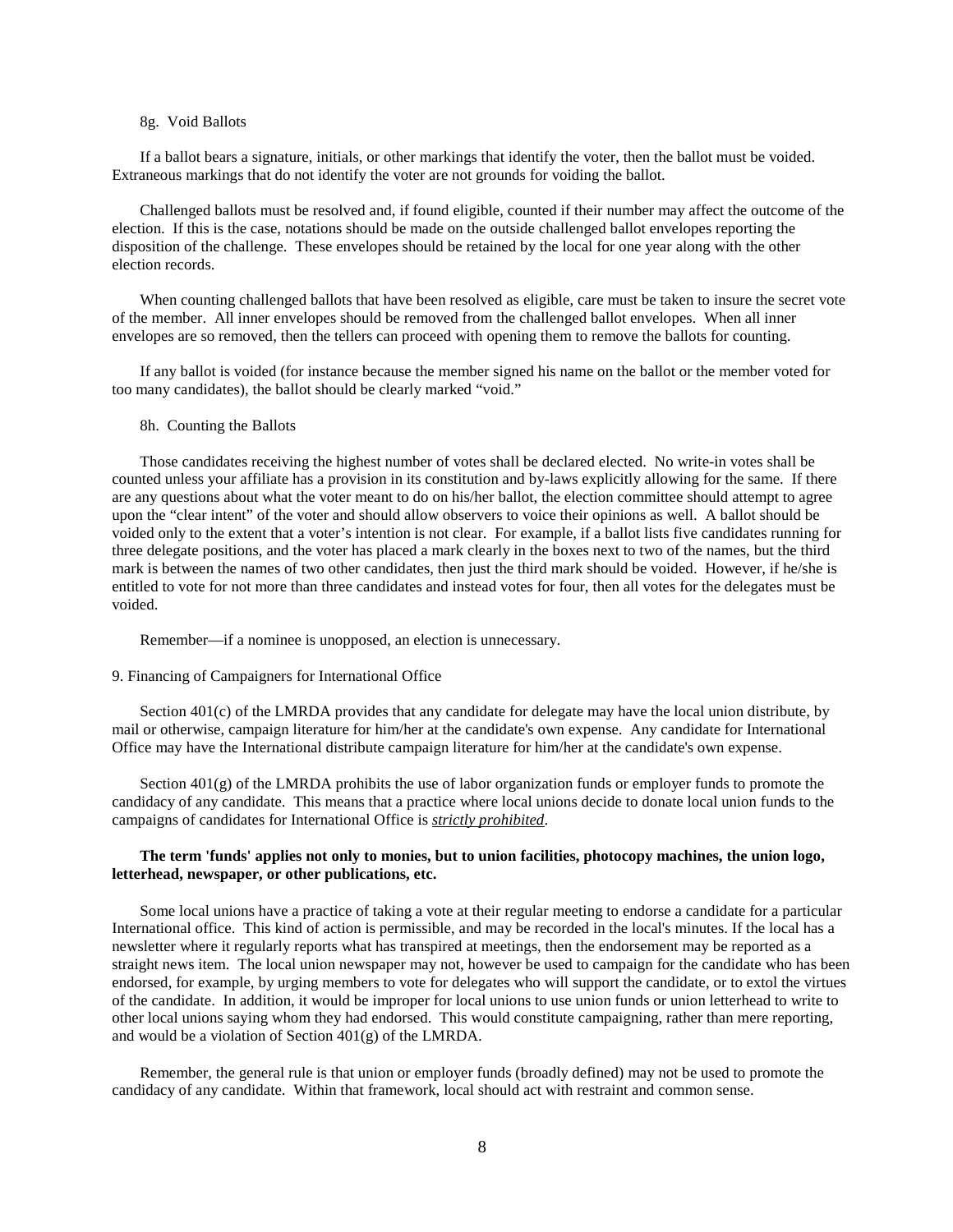### 8g. Void Ballots

If a ballot bears a signature, initials, or other markings that identify the voter, then the ballot must be voided. Extraneous markings that do not identify the voter are not grounds for voiding the ballot.

Challenged ballots must be resolved and, if found eligible, counted if their number may affect the outcome of the election. If this is the case, notations should be made on the outside challenged ballot envelopes reporting the disposition of the challenge. These envelopes should be retained by the local for one year along with the other election records.

When counting challenged ballots that have been resolved as eligible, care must be taken to insure the secret vote of the member. All inner envelopes should be removed from the challenged ballot envelopes. When all inner envelopes are so removed, then the tellers can proceed with opening them to remove the ballots for counting.

If any ballot is voided (for instance because the member signed his name on the ballot or the member voted for too many candidates), the ballot should be clearly marked "void."

### 8h. Counting the Ballots

Those candidates receiving the highest number of votes shall be declared elected. No write-in votes shall be counted unless your affiliate has a provision in its constitution and by-laws explicitly allowing for the same. If there are any questions about what the voter meant to do on his/her ballot, the election committee should attempt to agree upon the "clear intent" of the voter and should allow observers to voice their opinions as well. A ballot should be voided only to the extent that a voter's intention is not clear. For example, if a ballot lists five candidates running for three delegate positions, and the voter has placed a mark clearly in the boxes next to two of the names, but the third mark is between the names of two other candidates, then just the third mark should be voided. However, if he/she is entitled to vote for not more than three candidates and instead votes for four, then all votes for the delegates must be voided.

Remember—if a nominee is unopposed, an election is unnecessary.

## 9. Financing of Campaigners for International Office

Section 401(c) of the LMRDA provides that any candidate for delegate may have the local union distribute, by mail or otherwise, campaign literature for him/her at the candidate's own expense. Any candidate for International Office may have the International distribute campaign literature for him/her at the candidate's own expense.

Section 401(g) of the LMRDA prohibits the use of labor organization funds or employer funds to promote the candidacy of any candidate. This means that a practice where local unions decide to donate local union funds to the campaigns of candidates for International Office is ***strictly prohibited***.

**The term 'funds' applies not only to monies, but to union facilities, photocopy machines, the union logo, letterhead, newspaper, or other publications, etc.**

Some local unions have a practice of taking a vote at their regular meeting to endorse a candidate for a particular International office. This kind of action is permissible, and may be recorded in the local's minutes. If the local has a newsletter where it regularly reports what has transpired at meetings, then the endorsement may be reported as a straight news item. The local union newspaper may not, however be used to campaign for the candidate who has been endorsed, for example, by urging members to vote for delegates who will support the candidate, or to extol the virtues of the candidate. In addition, it would be improper for local unions to use union funds or union letterhead to write to other local unions saying whom they had endorsed. This would constitute campaigning, rather than mere reporting, and would be a violation of Section 401(g) of the LMRDA.

Remember, the general rule is that union or employer funds (broadly defined) may not be used to promote the candidacy of any candidate. Within that framework, local should act with restraint and common sense.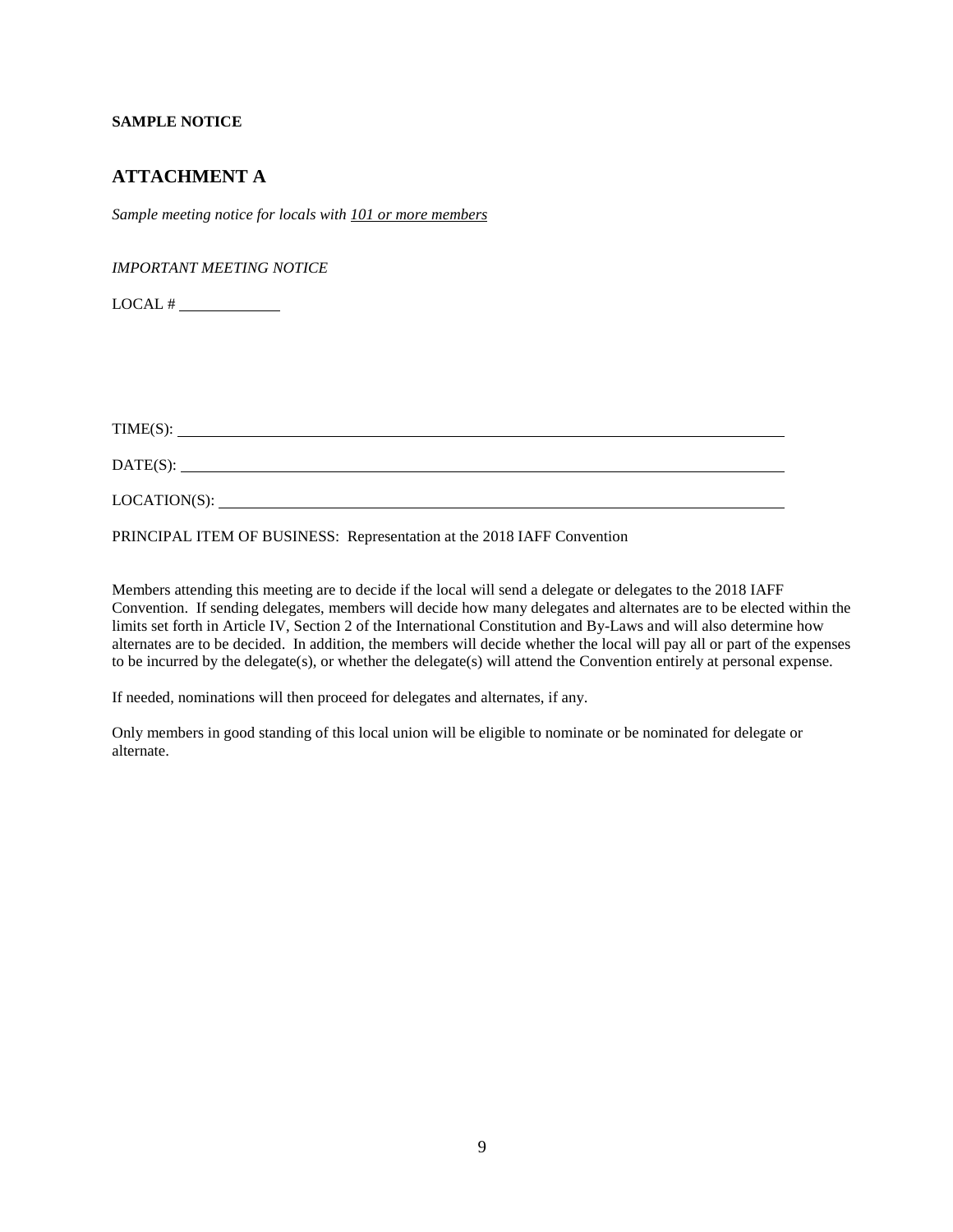**SAMPLE NOTICE**

## ATTACHMENT A

*Sample meeting notice for locals with 101 or more members*

*IMPORTANT MEETING NOTICE*

LOCAL # ____________

TIME(S): ____________________________________________

DATE(S): ____________________________________________

LOCATION(S): ________________________________________

PRINCIPAL ITEM OF BUSINESS: Representation at the 2018 IAFF Convention

Members attending this meeting are to decide if the local will send a delegate or delegates to the 2018 IAFF Convention. If sending delegates, members will decide how many delegates and alternates are to be elected within the limits set forth in Article IV, Section 2 of the International Constitution and By-Laws and will also determine how alternates are to be decided. In addition, the members will decide whether the local will pay all or part of the expenses to be incurred by the delegate(s), or whether the delegate(s) will attend the Convention entirely at personal expense.

If needed, nominations will then proceed for delegates and alternates, if any.

Only members in good standing of this local union will be eligible to nominate or be nominated for delegate or alternate.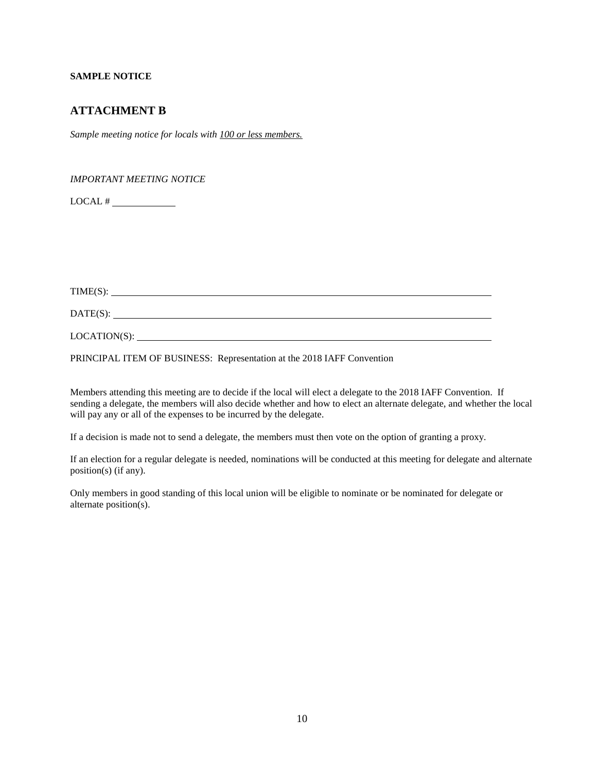**SAMPLE NOTICE**

## ATTACHMENT B

*Sample meeting notice for locals with 100 or less members.*

*IMPORTANT MEETING NOTICE*

LOCAL # \_\_\_\_\_\_\_\_\_\_\_\_

TIME(S): \_\_\_\_\_\_\_\_\_\_\_\_\_\_\_\_\_\_\_\_\_\_\_\_\_\_\_\_\_\_\_\_\_\_\_\_\_\_\_\_\_\_\_\_\_\_\_\_

DATE(S): \_\_\_\_\_\_\_\_\_\_\_\_\_\_\_\_\_\_\_\_\_\_\_\_\_\_\_\_\_\_\_\_\_\_\_\_\_\_\_\_\_\_\_\_\_\_\_\_

LOCATION(S): \_\_\_\_\_\_\_\_\_\_\_\_\_\_\_\_\_\_\_\_\_\_\_\_\_\_\_\_\_\_\_\_\_\_\_\_\_\_\_\_\_\_\_\_

PRINCIPAL ITEM OF BUSINESS: Representation at the 2018 IAFF Convention

Members attending this meeting are to decide if the local will elect a delegate to the 2018 IAFF Convention. If sending a delegate, the members will also decide whether and how to elect an alternate delegate, and whether the local will pay any or all of the expenses to be incurred by the delegate.

If a decision is made not to send a delegate, the members must then vote on the option of granting a proxy.

If an election for a regular delegate is needed, nominations will be conducted at this meeting for delegate and alternate position(s) (if any).

Only members in good standing of this local union will be eligible to nominate or be nominated for delegate or alternate position(s).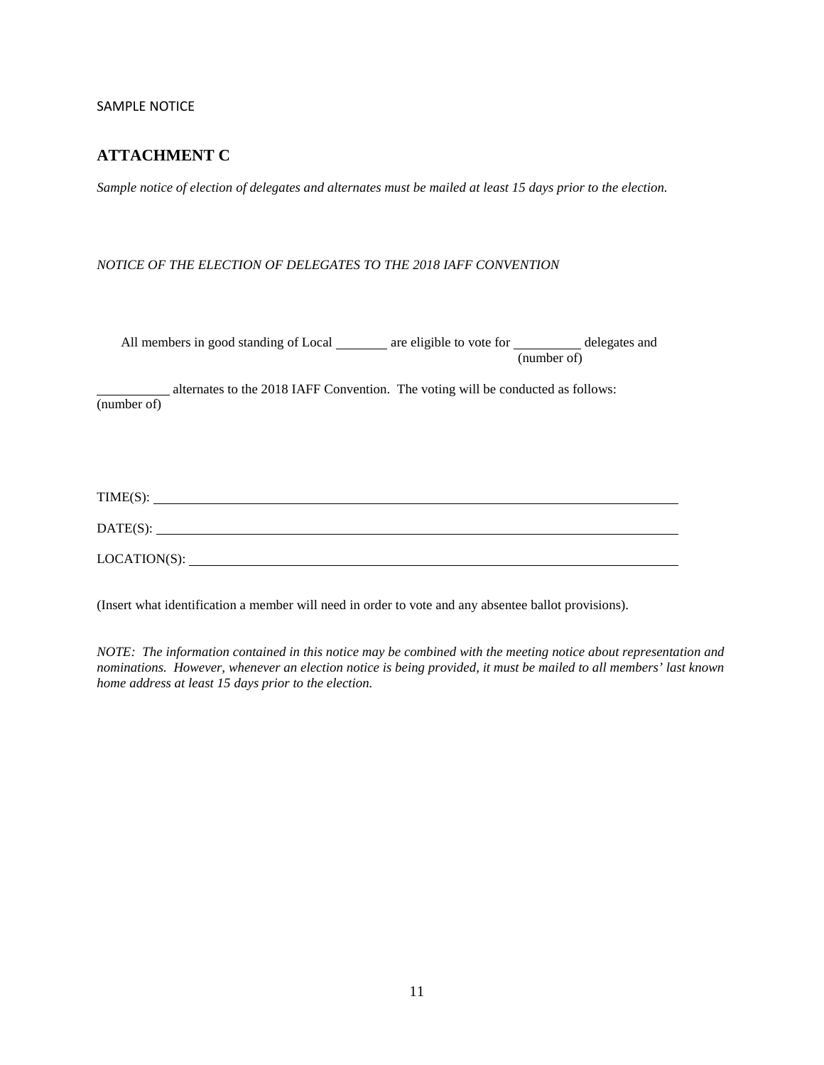SAMPLE NOTICE

## ATTACHMENT C

*Sample notice of election of delegates and alternates must be mailed at least 15 days prior to the election.*

*NOTICE OF THE ELECTION OF DELEGATES TO THE 2018 IAFF CONVENTION*

All members in good standing of Local ________ are eligible to vote for __________ delegates and
(number of)

__________ alternates to the 2018 IAFF Convention. The voting will be conducted as follows:
(number of)

TIME(S): ______________________________________________

DATE(S): ______________________________________________

LOCATION(S): __________________________________________

(Insert what identification a member will need in order to vote and any absentee ballot provisions).

*NOTE: The information contained in this notice may be combined with the meeting notice about representation and nominations. However, whenever an election notice is being provided, it must be mailed to all members' last known home address at least 15 days prior to the election.*